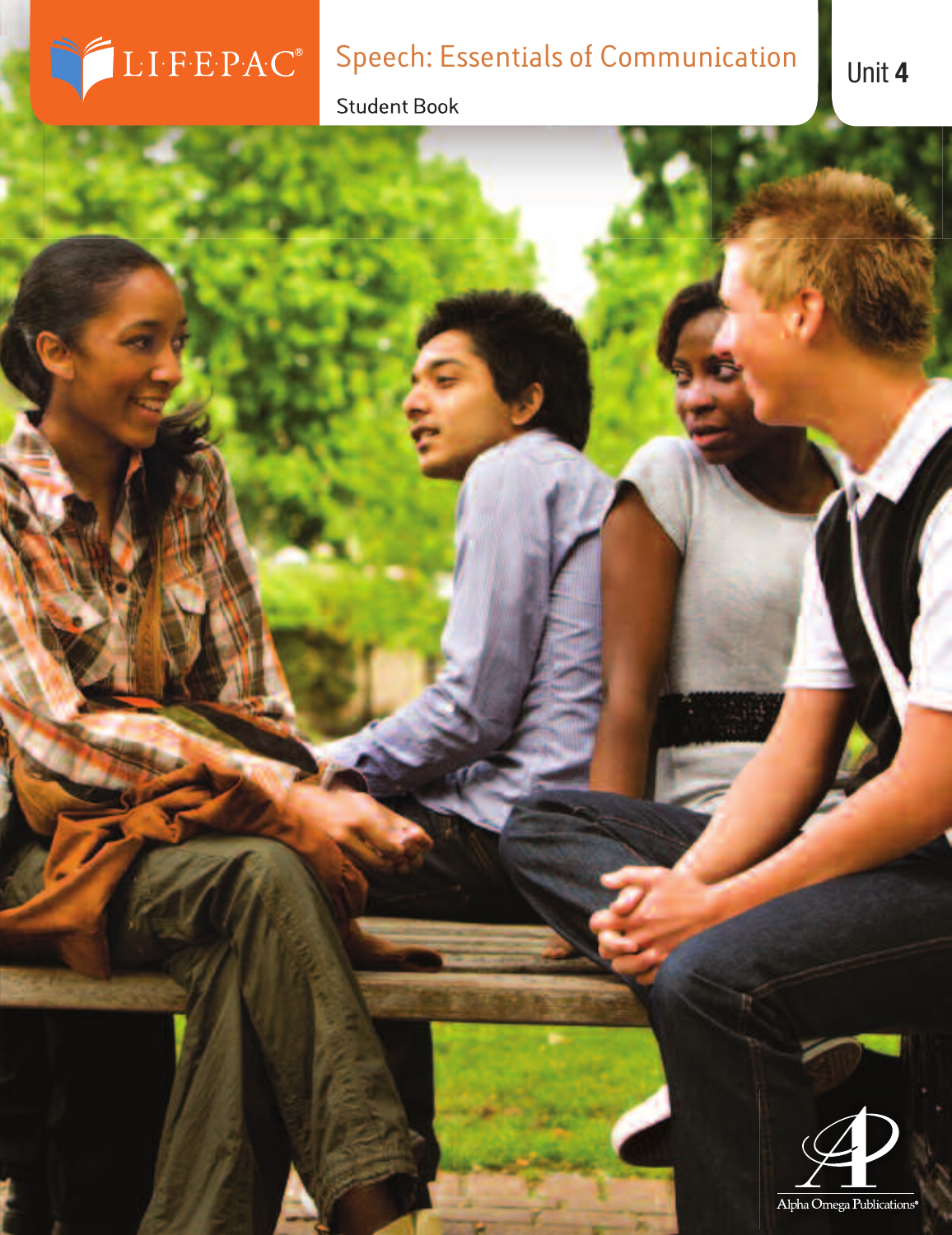LIFEPAC®

# Speech: Essentials of Communication

Student Book

Unit **4**

Alpha Omega Publications®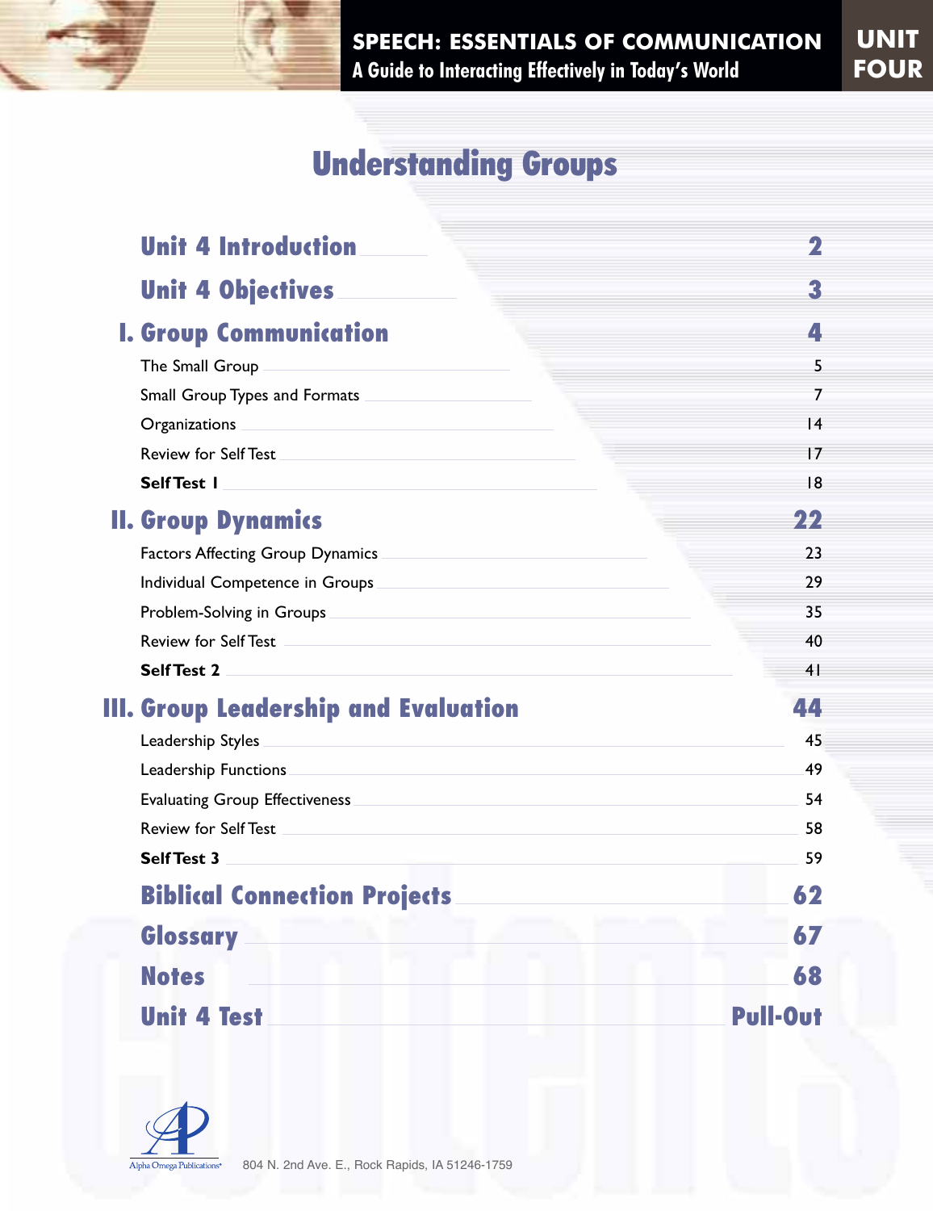**SPEECH: ESSENTIALS OF COMMUNICATION**
**A Guide to Interacting Effectively in Today's World**

**UNIT FOUR**

# Understanding Groups

| | |
|---|---|
| **Unit 4 Introduction** | **2** |
| **Unit 4 Objectives** | **3** |
| **I. Group Communication** | **4** |
| The Small Group | 5 |
| Small Group Types and Formats | 7 |
| Organizations | 14 |
| Review for Self Test | 17 |
| **Self Test 1** | 18 |
| **II. Group Dynamics** | **22** |
| Factors Affecting Group Dynamics | 23 |
| Individual Competence in Groups | 29 |
| Problem-Solving in Groups | 35 |
| Review for Self Test | 40 |
| **Self Test 2** | 41 |
| **III. Group Leadership and Evaluation** | **44** |
| Leadership Styles | 45 |
| Leadership Functions | 49 |
| Evaluating Group Effectiveness | 54 |
| Review for Self Test | 58 |
| **Self Test 3** | 59 |
| **Biblical Connection Projects** | **62** |
| **Glossary** | **67** |
| **Notes** | **68** |
| **Unit 4 Test** | **Pull-Out** |

Alpha Omega Publications®

804 N. 2nd Ave. E., Rock Rapids, IA 51246-1759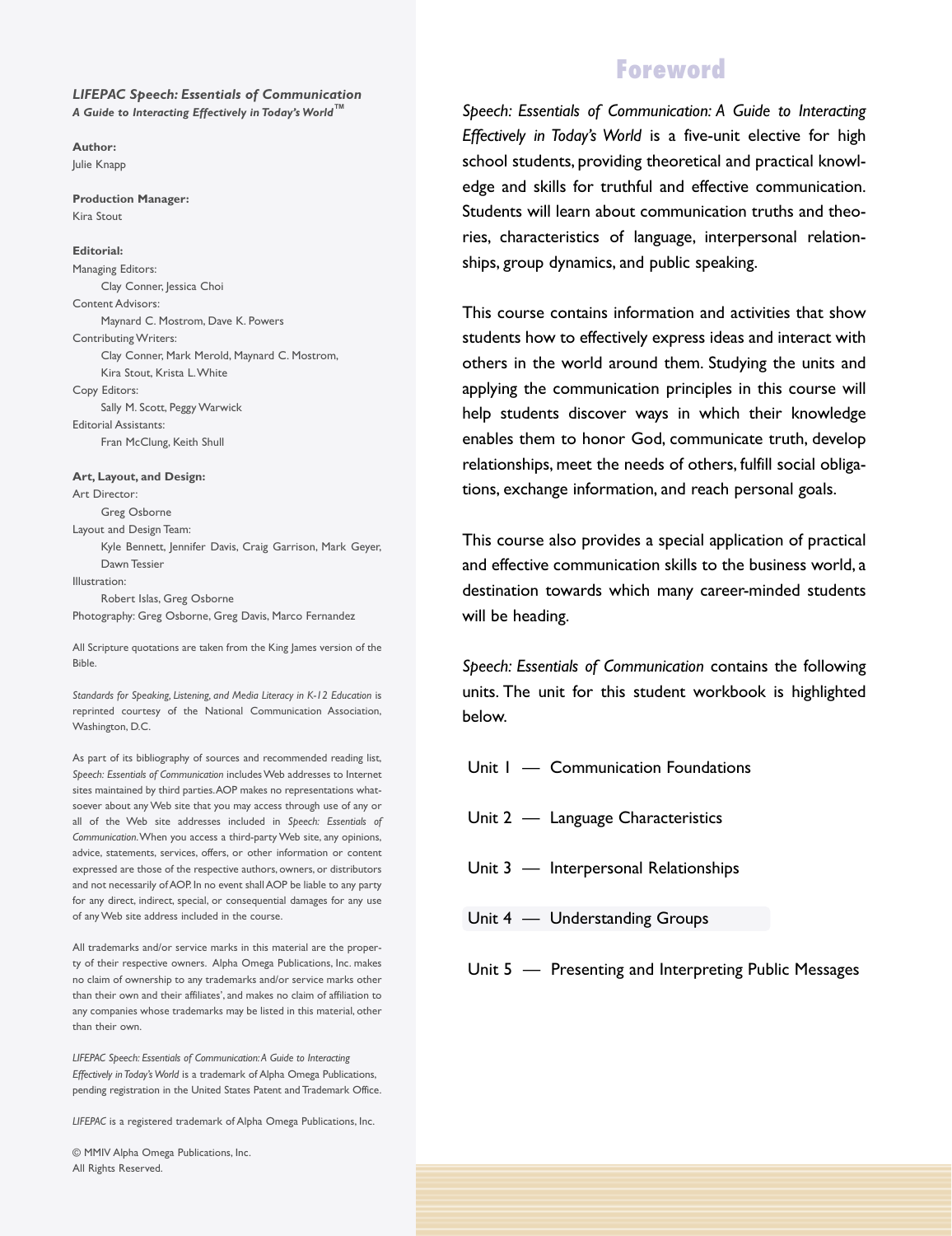*LIFEPAC Speech: Essentials of Communication*
***A Guide to Interacting Effectively in Today's World™***

**Author:**
Julie Knapp

**Production Manager:**
Kira Stout

**Editorial:**
Managing Editors:
Clay Conner, Jessica Choi
Content Advisors:
Maynard C. Mostrom, Dave K. Powers
Contributing Writers:
Clay Conner, Mark Merold, Maynard C. Mostrom, Kira Stout, Krista L. White
Copy Editors:
Sally M. Scott, Peggy Warwick
Editorial Assistants:
Fran McClung, Keith Shull

**Art, Layout, and Design:**
Art Director:
Greg Osborne
Layout and Design Team:
Kyle Bennett, Jennifer Davis, Craig Garrison, Mark Geyer, Dawn Tessier
Illustration:
Robert Islas, Greg Osborne
Photography: Greg Osborne, Greg Davis, Marco Fernandez

All Scripture quotations are taken from the King James version of the Bible.

*Standards for Speaking, Listening, and Media Literacy in K-12 Education* is reprinted courtesy of the National Communication Association, Washington, D.C.

As part of its bibliography of sources and recommended reading list, *Speech: Essentials of Communication* includes Web addresses to Internet sites maintained by third parties. AOP makes no representations whatsoever about any Web site that you may access through use of any or all of the Web site addresses included in *Speech: Essentials of Communication*. When you access a third-party Web site, any opinions, advice, statements, services, offers, or other information or content expressed are those of the respective authors, owners, or distributors and not necessarily of AOP. In no event shall AOP be liable to any party for any direct, indirect, special, or consequential damages for any use of any Web site address included in the course.

All trademarks and/or service marks in this material are the property of their respective owners. Alpha Omega Publications, Inc. makes no claim of ownership to any trademarks and/or service marks other than their own and their affiliates', and makes no claim of affiliation to any companies whose trademarks may be listed in this material, other than their own.

*LIFEPAC Speech: Essentials of Communication: A Guide to Interacting Effectively in Today's World* is a trademark of Alpha Omega Publications, pending registration in the United States Patent and Trademark Office.

*LIFEPAC* is a registered trademark of Alpha Omega Publications, Inc.

© MMIV Alpha Omega Publications, Inc.
All Rights Reserved.

# Foreword

*Speech: Essentials of Communication: A Guide to Interacting Effectively in Today's World* is a five-unit elective for high school students, providing theoretical and practical knowledge and skills for truthful and effective communication. Students will learn about communication truths and theories, characteristics of language, interpersonal relationships, group dynamics, and public speaking.

This course contains information and activities that show students how to effectively express ideas and interact with others in the world around them. Studying the units and applying the communication principles in this course will help students discover ways in which their knowledge enables them to honor God, communicate truth, develop relationships, meet the needs of others, fulfill social obligations, exchange information, and reach personal goals.

This course also provides a special application of practical and effective communication skills to the business world, a destination towards which many career-minded students will be heading.

*Speech: Essentials of Communication* contains the following units. The unit for this student workbook is highlighted below.

Unit 1 — Communication Foundations

Unit 2 — Language Characteristics

Unit 3 — Interpersonal Relationships

**Unit 4 — Understanding Groups**

Unit 5 — Presenting and Interpreting Public Messages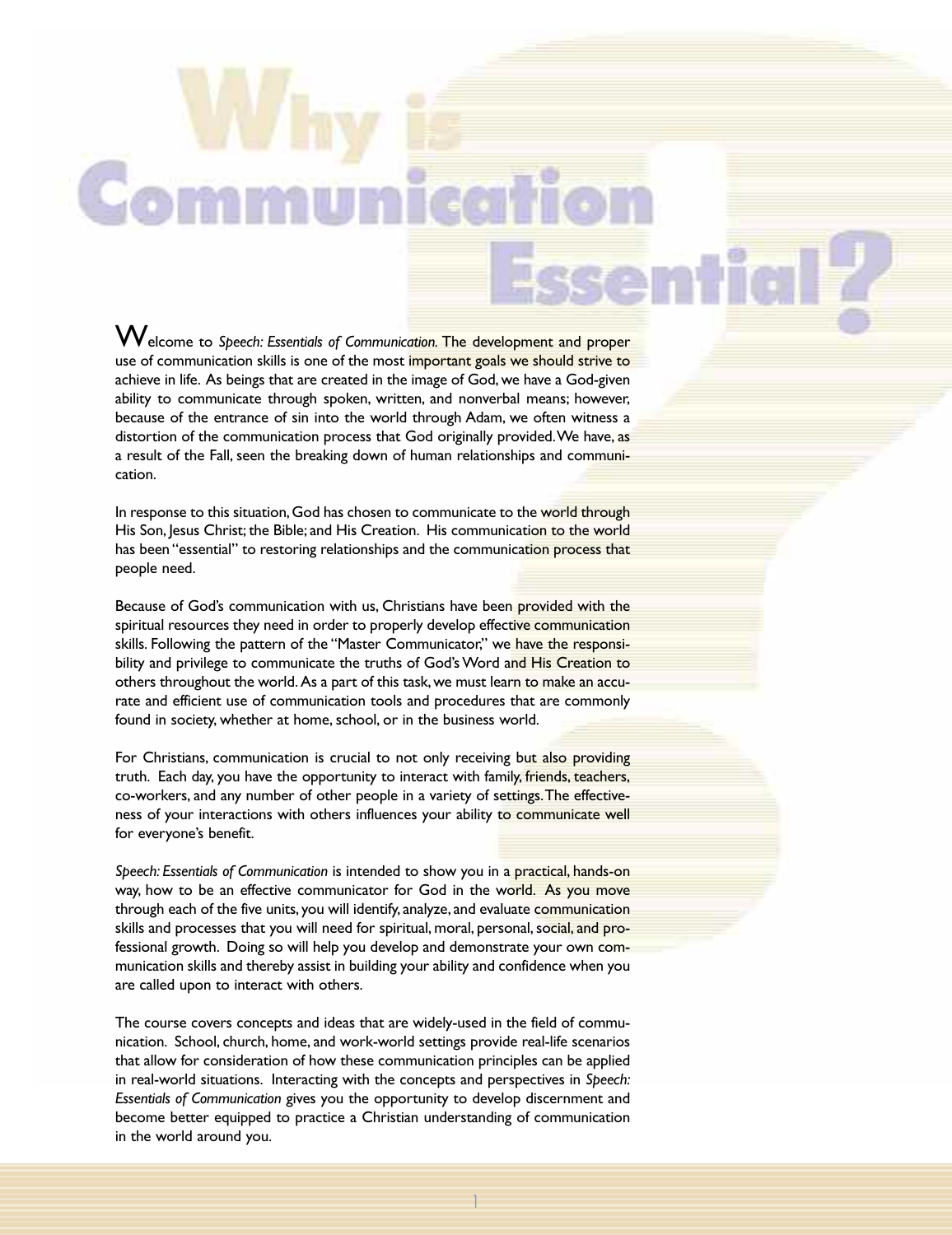# Why is Communication Essential?

Welcome to *Speech: Essentials of Communication.* The development and proper use of communication skills is one of the most important goals we should strive to achieve in life. As beings that are created in the image of God, we have a God-given ability to communicate through spoken, written, and nonverbal means; however, because of the entrance of sin into the world through Adam, we often witness a distortion of the communication process that God originally provided. We have, as a result of the Fall, seen the breaking down of human relationships and communication.

In response to this situation, God has chosen to communicate to the world through His Son, Jesus Christ; the Bible; and His Creation. His communication to the world has been "essential" to restoring relationships and the communication process that people need.

Because of God's communication with us, Christians have been provided with the spiritual resources they need in order to properly develop effective communication skills. Following the pattern of the "Master Communicator," we have the responsibility and privilege to communicate the truths of God's Word and His Creation to others throughout the world. As a part of this task, we must learn to make an accurate and efficient use of communication tools and procedures that are commonly found in society, whether at home, school, or in the business world.

For Christians, communication is crucial to not only receiving but also providing truth. Each day, you have the opportunity to interact with family, friends, teachers, co-workers, and any number of other people in a variety of settings. The effectiveness of your interactions with others influences your ability to communicate well for everyone's benefit.

*Speech: Essentials of Communication* is intended to show you in a practical, hands-on way, how to be an effective communicator for God in the world. As you move through each of the five units, you will identify, analyze, and evaluate communication skills and processes that you will need for spiritual, moral, personal, social, and professional growth. Doing so will help you develop and demonstrate your own communication skills and thereby assist in building your ability and confidence when you are called upon to interact with others.

The course covers concepts and ideas that are widely-used in the field of communication. School, church, home, and work-world settings provide real-life scenarios that allow for consideration of how these communication principles can be applied in real-world situations. Interacting with the concepts and perspectives in *Speech: Essentials of Communication* gives you the opportunity to develop discernment and become better equipped to practice a Christian understanding of communication in the world around you.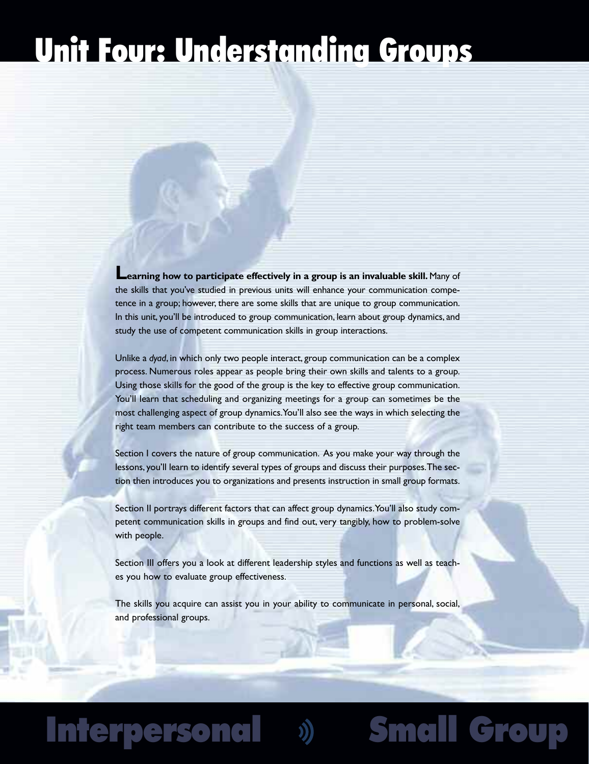# Unit Four: Understanding Groups

**Learning how to participate effectively in a group is an invaluable skill.** Many of the skills that you've studied in previous units will enhance your communication competence in a group; however, there are some skills that are unique to group communication. In this unit, you'll be introduced to group communication, learn about group dynamics, and study the use of competent communication skills in group interactions.

Unlike a *dyad*, in which only two people interact, group communication can be a complex process. Numerous roles appear as people bring their own skills and talents to a group. Using those skills for the good of the group is the key to effective group communication. You'll learn that scheduling and organizing meetings for a group can sometimes be the most challenging aspect of group dynamics. You'll also see the ways in which selecting the right team members can contribute to the success of a group.

Section I covers the nature of group communication. As you make your way through the lessons, you'll learn to identify several types of groups and discuss their purposes. The section then introduces you to organizations and presents instruction in small group formats.

Section II portrays different factors that can affect group dynamics. You'll also study competent communication skills in groups and find out, very tangibly, how to problem-solve with people.

Section III offers you a look at different leadership styles and functions as well as teaches you how to evaluate group effectiveness.

The skills you acquire can assist you in your ability to communicate in personal, social, and professional groups.

Interpersonal Small Group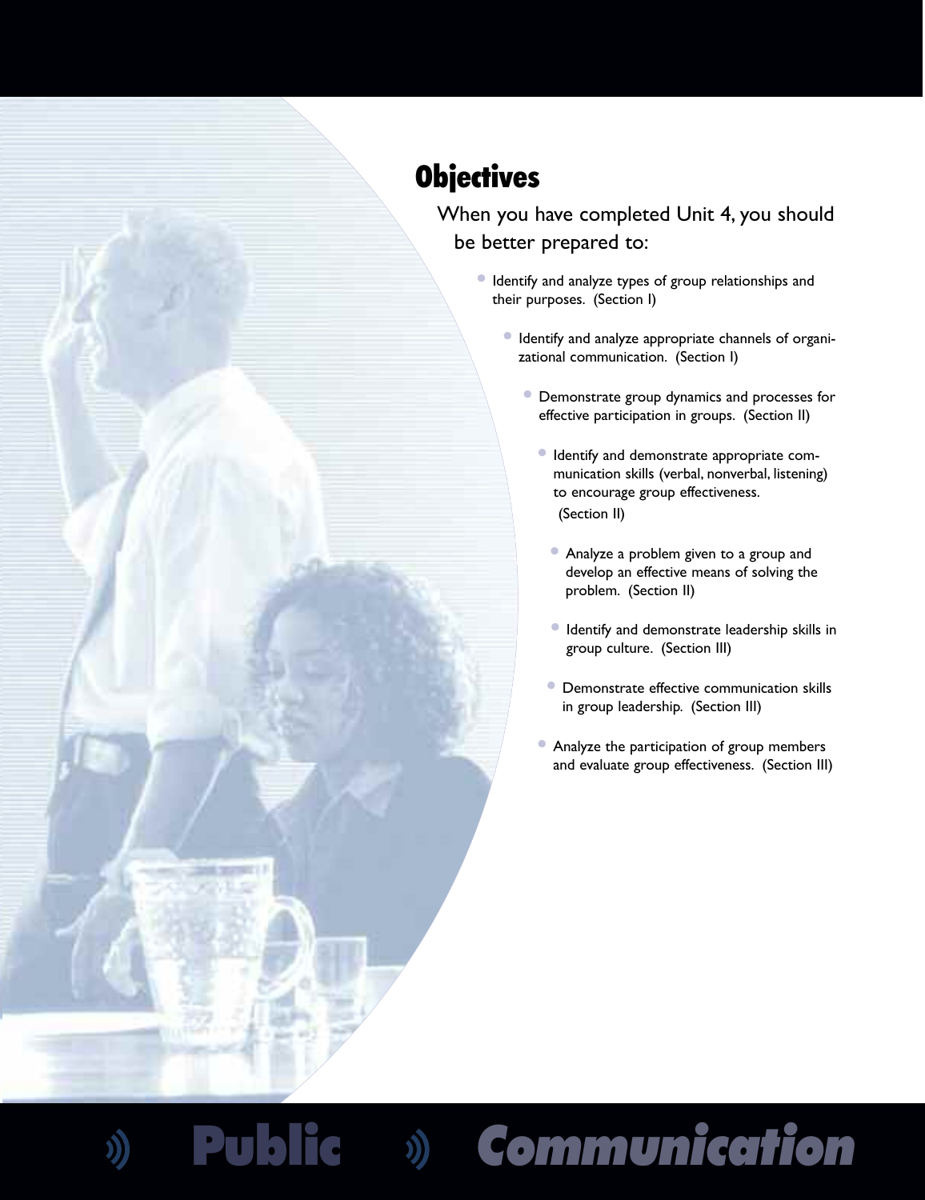# Objectives

When you have completed Unit 4, you should be better prepared to:

- Identify and analyze types of group relationships and their purposes. (Section I)
- Identify and analyze appropriate channels of organizational communication. (Section I)
- Demonstrate group dynamics and processes for effective participation in groups. (Section II)
- Identify and demonstrate appropriate communication skills (verbal, nonverbal, listening) to encourage group effectiveness. (Section II)
- Analyze a problem given to a group and develop an effective means of solving the problem. (Section II)
- Identify and demonstrate leadership skills in group culture. (Section III)
- Demonstrate effective communication skills in group leadership. (Section III)
- Analyze the participation of group members and evaluate group effectiveness. (Section III)

**Public Communication**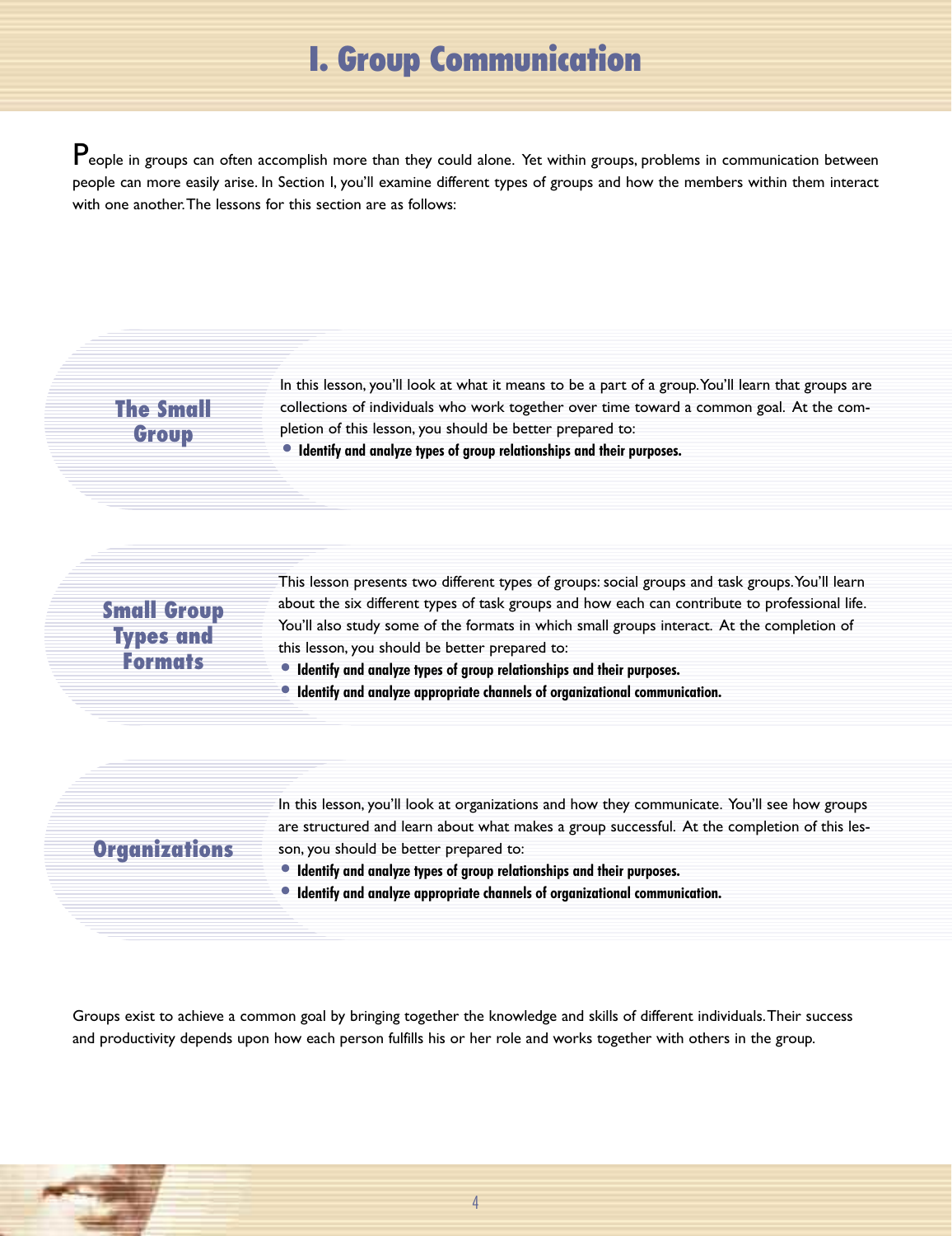# I. Group Communication

People in groups can often accomplish more than they could alone. Yet within groups, problems in communication between people can more easily arise. In Section I, you'll examine different types of groups and how the members within them interact with one another. The lessons for this section are as follows:

## The Small Group

In this lesson, you'll look at what it means to be a part of a group. You'll learn that groups are collections of individuals who work together over time toward a common goal. At the completion of this lesson, you should be better prepared to:

- **Identify and analyze types of group relationships and their purposes.**

## Small Group Types and Formats

This lesson presents two different types of groups: social groups and task groups. You'll learn about the six different types of task groups and how each can contribute to professional life. You'll also study some of the formats in which small groups interact. At the completion of this lesson, you should be better prepared to:

- **Identify and analyze types of group relationships and their purposes.**
- **Identify and analyze appropriate channels of organizational communication.**

## Organizations

In this lesson, you'll look at organizations and how they communicate. You'll see how groups are structured and learn about what makes a group successful. At the completion of this lesson, you should be better prepared to:

- **Identify and analyze types of group relationships and their purposes.**
- **Identify and analyze appropriate channels of organizational communication.**

Groups exist to achieve a common goal by bringing together the knowledge and skills of different individuals. Their success and productivity depends upon how each person fulfills his or her role and works together with others in the group.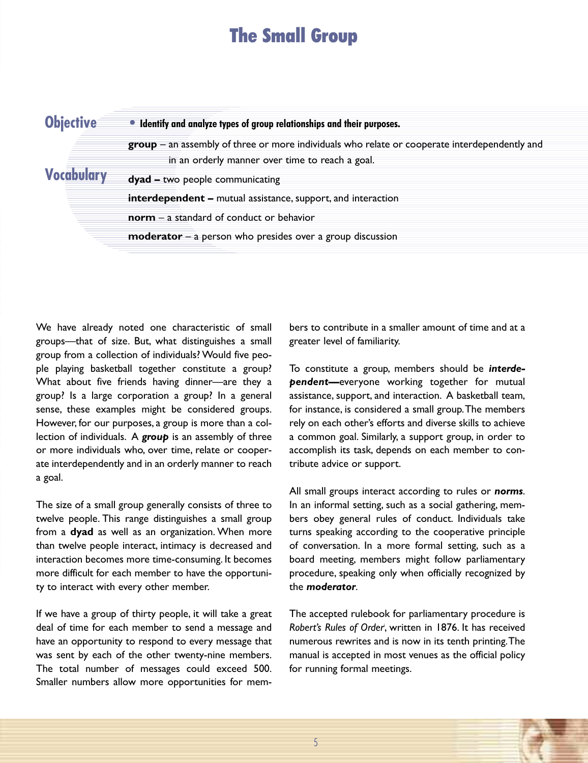# The Small Group

## Objective

- **Identify and analyze types of group relationships and their purposes.**

## Vocabulary

**group** – an assembly of three or more individuals who relate or cooperate interdependently and in an orderly manner over time to reach a goal.

**dyad –** two people communicating

**interdependent –** mutual assistance, support, and interaction

**norm** – a standard of conduct or behavior

**moderator** – a person who presides over a group discussion

We have already noted one characteristic of small groups—that of size. But, what distinguishes a small group from a collection of individuals? Would five people playing basketball together constitute a group? What about five friends having dinner—are they a group? Is a large corporation a group? In a general sense, these examples might be considered groups. However, for our purposes, a group is more than a collection of individuals. A ***group*** is an assembly of three or more individuals who, over time, relate or cooperate interdependently and in an orderly manner to reach a goal.

The size of a small group generally consists of three to twelve people. This range distinguishes a small group from a **dyad** as well as an organization. When more than twelve people interact, intimacy is decreased and interaction becomes more time-consuming. It becomes more difficult for each member to have the opportunity to interact with every other member.

If we have a group of thirty people, it will take a great deal of time for each member to send a message and have an opportunity to respond to every message that was sent by each of the other twenty-nine members. The total number of messages could exceed 500. Smaller numbers allow more opportunities for members to contribute in a smaller amount of time and at a greater level of familiarity.

To constitute a group, members should be ***interdependent—***everyone working together for mutual assistance, support, and interaction. A basketball team, for instance, is considered a small group. The members rely on each other's efforts and diverse skills to achieve a common goal. Similarly, a support group, in order to accomplish its task, depends on each member to contribute advice or support.

All small groups interact according to rules or ***norms***. In an informal setting, such as a social gathering, members obey general rules of conduct. Individuals take turns speaking according to the cooperative principle of conversation. In a more formal setting, such as a board meeting, members might follow parliamentary procedure, speaking only when officially recognized by the ***moderator***.

The accepted rulebook for parliamentary procedure is *Robert's Rules of Order*[i], written in 1876. It has received numerous rewrites and is now in its tenth printing. The manual is accepted in most venues as the official policy for running formal meetings.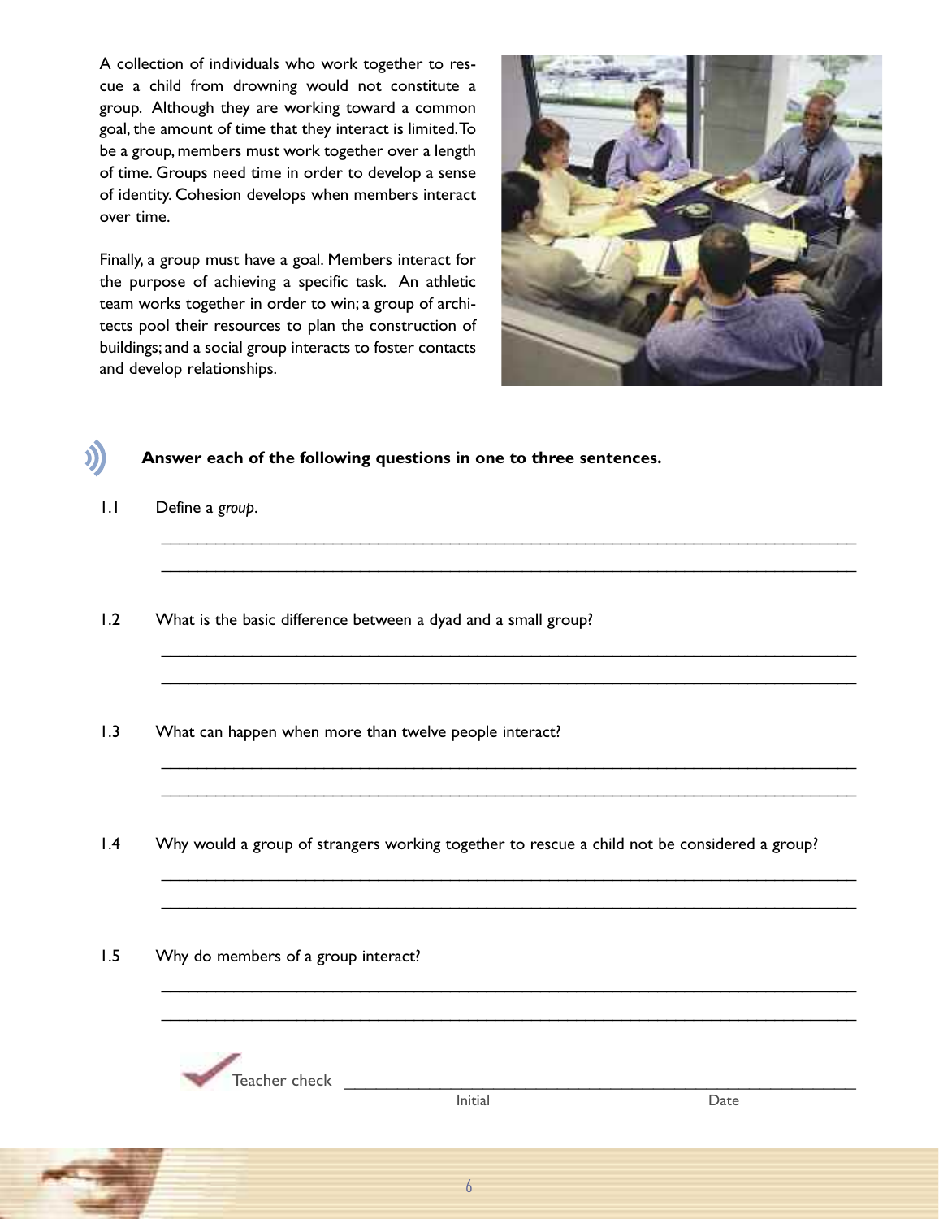A collection of individuals who work together to rescue a child from drowning would not constitute a group. Although they are working toward a common goal, the amount of time that they interact is limited. To be a group, members must work together over a length of time. Groups need time in order to develop a sense of identity. Cohesion develops when members interact over time.

Finally, a group must have a goal. Members interact for the purpose of achieving a specific task. An athletic team works together in order to win; a group of architects pool their resources to plan the construction of buildings; and a social group interacts to foster contacts and develop relationships.

**Answer each of the following questions in one to three sentences.**

1.1 Define a *group*.

_______________________________________________

_______________________________________________

1.2 What is the basic difference between a dyad and a small group?

_______________________________________________

_______________________________________________

1.3 What can happen when more than twelve people interact?

_______________________________________________

_______________________________________________

1.4 Why would a group of strangers working together to rescue a child not be considered a group?

_______________________________________________

_______________________________________________

1.5 Why do members of a group interact?

_______________________________________________

_______________________________________________

Teacher check _______________________________________________

Initial Date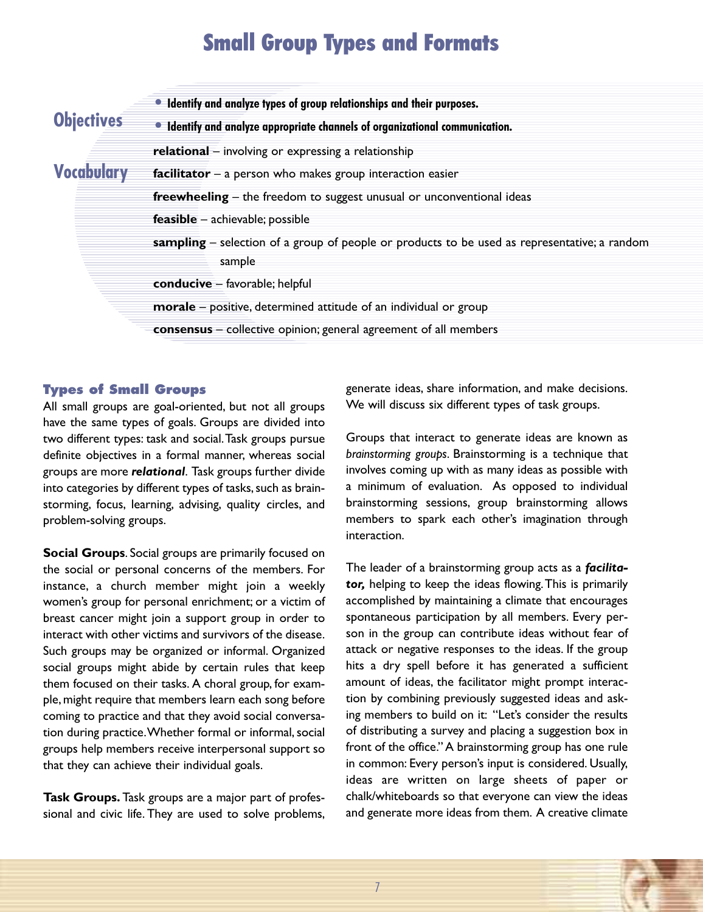# Small Group Types and Formats

## Objectives

- **Identify and analyze types of group relationships and their purposes.**
- **Identify and analyze appropriate channels of organizational communication.**

## Vocabulary

**relational** – involving or expressing a relationship

**facilitator** – a person who makes group interaction easier

**freewheeling** – the freedom to suggest unusual or unconventional ideas

**feasible** – achievable; possible

**sampling** – selection of a group of people or products to be used as representative; a random sample

**conducive** – favorable; helpful

**morale** – positive, determined attitude of an individual or group

**consensus** – collective opinion; general agreement of all members

### Types of Small Groups

All small groups are goal-oriented, but not all groups have the same types of goals. Groups are divided into two different types: task and social. Task groups pursue definite objectives in a formal manner, whereas social groups are more ***relational***. Task groups further divide into categories by different types of tasks, such as brainstorming, focus, learning, advising, quality circles, and problem-solving groups.

**Social Groups**. Social groups are primarily focused on the social or personal concerns of the members. For instance, a church member might join a weekly women's group for personal enrichment; or a victim of breast cancer might join a support group in order to interact with other victims and survivors of the disease. Such groups may be organized or informal. Organized social groups might abide by certain rules that keep them focused on their tasks. A choral group, for example, might require that members learn each song before coming to practice and that they avoid social conversation during practice. Whether formal or informal, social groups help members receive interpersonal support so that they can achieve their individual goals.

**Task Groups.** Task groups are a major part of professional and civic life. They are used to solve problems, generate ideas, share information, and make decisions. We will discuss six different types of task groups.

Groups that interact to generate ideas are known as *brainstorming groups*. Brainstorming is a technique that involves coming up with as many ideas as possible with a minimum of evaluation. As opposed to individual brainstorming sessions, group brainstorming allows members to spark each other's imagination through interaction.

The leader of a brainstorming group acts as a ***facilitator,*** helping to keep the ideas flowing. This is primarily accomplished by maintaining a climate that encourages spontaneous participation by all members. Every person in the group can contribute ideas without fear of attack or negative responses to the ideas. If the group hits a dry spell before it has generated a sufficient amount of ideas, the facilitator might prompt interaction by combining previously suggested ideas and asking members to build on it: "Let's consider the results of distributing a survey and placing a suggestion box in front of the office." A brainstorming group has one rule in common: Every person's input is considered. Usually, ideas are written on large sheets of paper or chalk/whiteboards so that everyone can view the ideas and generate more ideas from them. A creative climate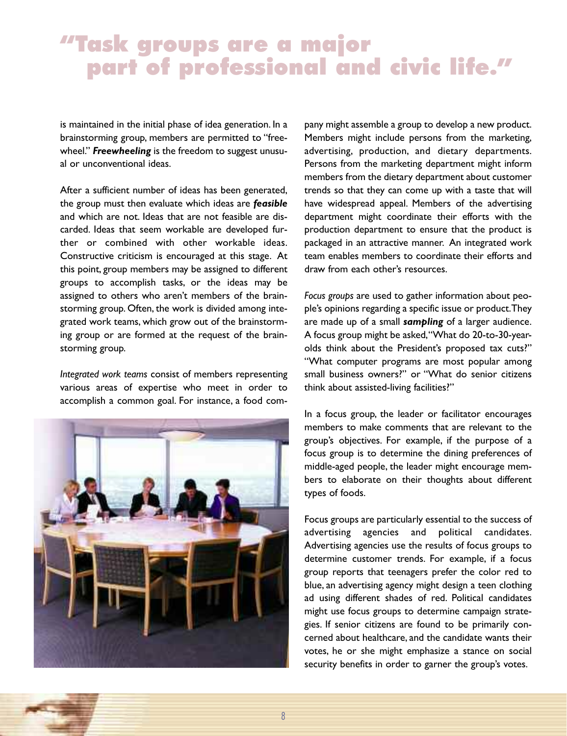# "Task groups are a major part of professional and civic life."

is maintained in the initial phase of idea generation. In a brainstorming group, members are permitted to "freewheel." ***Freewheeling*** is the freedom to suggest unusual or unconventional ideas.

After a sufficient number of ideas has been generated, the group must then evaluate which ideas are ***feasible*** and which are not. Ideas that are not feasible are discarded. Ideas that seem workable are developed further or combined with other workable ideas. Constructive criticism is encouraged at this stage. At this point, group members may be assigned to different groups to accomplish tasks, or the ideas may be assigned to others who aren't members of the brainstorming group. Often, the work is divided among integrated work teams, which grow out of the brainstorming group or are formed at the request of the brainstorming group.

*Integrated work teams* consist of members representing various areas of expertise who meet in order to accomplish a common goal. For instance, a food company might assemble a group to develop a new product. Members might include persons from the marketing, advertising, production, and dietary departments. Persons from the marketing department might inform members from the dietary department about customer trends so that they can come up with a taste that will have widespread appeal. Members of the advertising department might coordinate their efforts with the production department to ensure that the product is packaged in an attractive manner. An integrated work team enables members to coordinate their efforts and draw from each other's resources.

*Focus groups* are used to gather information about people's opinions regarding a specific issue or product. They are made up of a small ***sampling*** of a larger audience. A focus group might be asked, "What do 20-to-30-year-olds think about the President's proposed tax cuts?" "What computer programs are most popular among small business owners?" or "What do senior citizens think about assisted-living facilities?"

In a focus group, the leader or facilitator encourages members to make comments that are relevant to the group's objectives. For example, if the purpose of a focus group is to determine the dining preferences of middle-aged people, the leader might encourage members to elaborate on their thoughts about different types of foods.

Focus groups are particularly essential to the success of advertising agencies and political candidates. Advertising agencies use the results of focus groups to determine customer trends. For example, if a focus group reports that teenagers prefer the color red to blue, an advertising agency might design a teen clothing ad using different shades of red. Political candidates might use focus groups to determine campaign strategies. If senior citizens are found to be primarily concerned about healthcare, and the candidate wants their votes, he or she might emphasize a stance on social security benefits in order to garner the group's votes.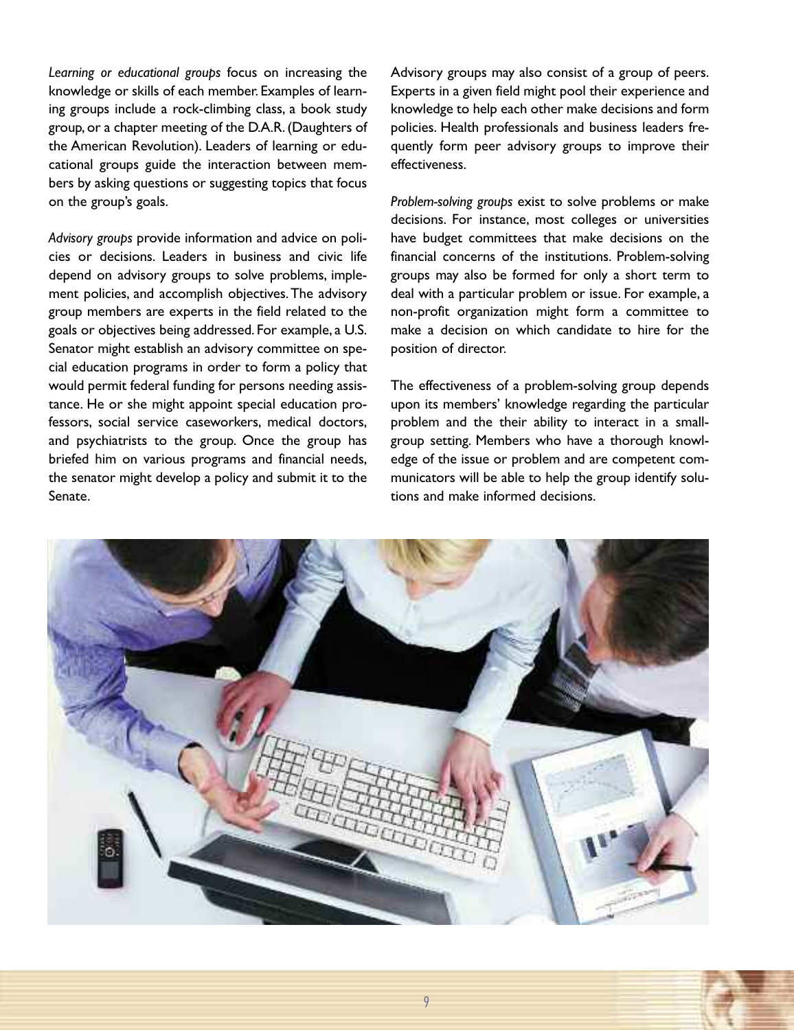*Learning or educational groups* focus on increasing the knowledge or skills of each member. Examples of learning groups include a rock-climbing class, a book study group, or a chapter meeting of the D.A.R. (Daughters of the American Revolution). Leaders of learning or educational groups guide the interaction between members by asking questions or suggesting topics that focus on the group's goals.

*Advisory groups* provide information and advice on policies or decisions. Leaders in business and civic life depend on advisory groups to solve problems, implement policies, and accomplish objectives. The advisory group members are experts in the field related to the goals or objectives being addressed. For example, a U.S. Senator might establish an advisory committee on special education programs in order to form a policy that would permit federal funding for persons needing assistance. He or she might appoint special education professors, social service caseworkers, medical doctors, and psychiatrists to the group. Once the group has briefed him on various programs and financial needs, the senator might develop a policy and submit it to the Senate.

Advisory groups may also consist of a group of peers. Experts in a given field might pool their experience and knowledge to help each other make decisions and form policies. Health professionals and business leaders frequently form peer advisory groups to improve their effectiveness.

*Problem-solving groups* exist to solve problems or make decisions. For instance, most colleges or universities have budget committees that make decisions on the financial concerns of the institutions. Problem-solving groups may also be formed for only a short term to deal with a particular problem or issue. For example, a non-profit organization might form a committee to make a decision on which candidate to hire for the position of director.

The effectiveness of a problem-solving group depends upon its members' knowledge regarding the particular problem and the their ability to interact in a small-group setting. Members who have a thorough knowledge of the issue or problem and are competent communicators will be able to help the group identify solutions and make informed decisions.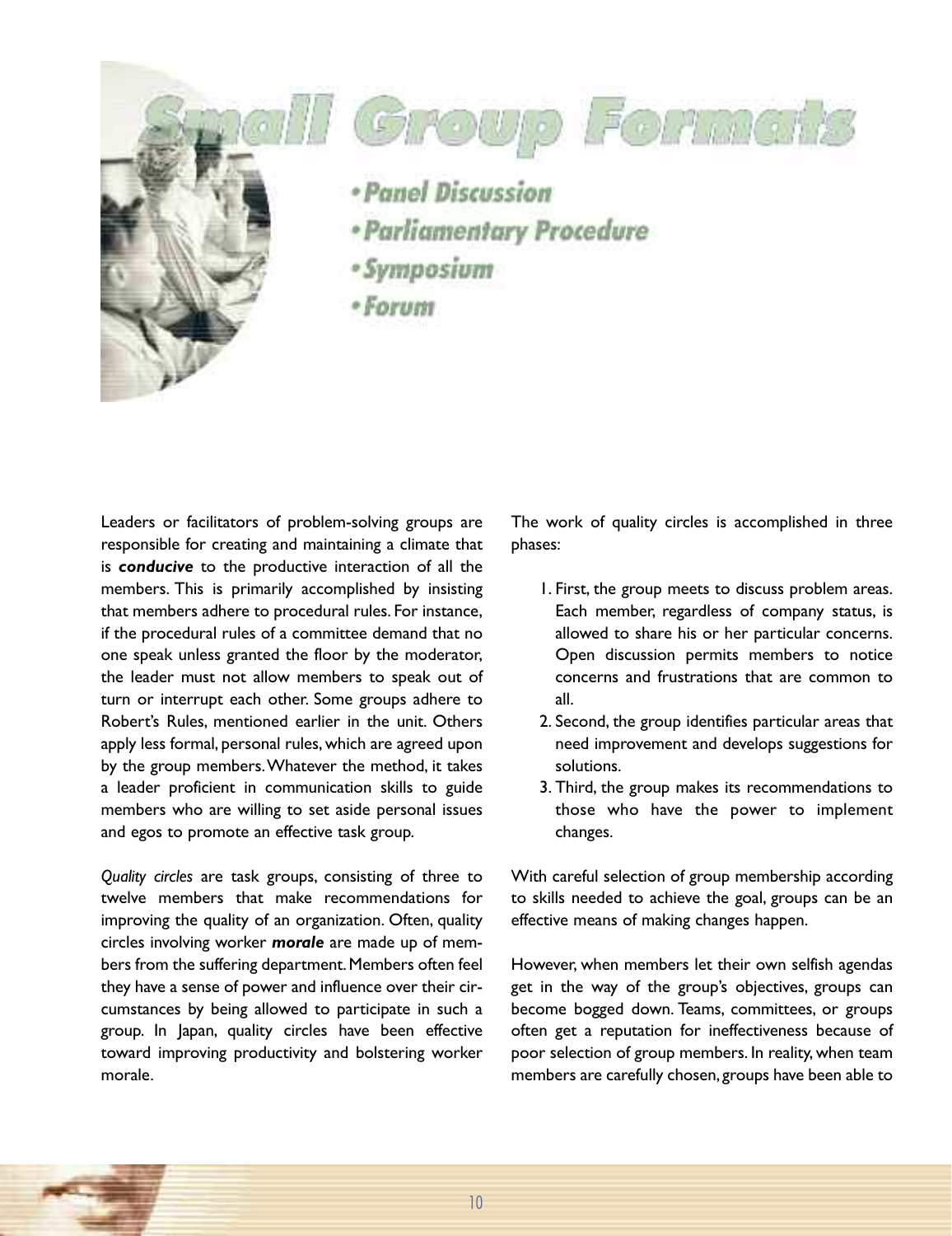# Small Group Formats

- *Panel Discussion*
- *Parliamentary Procedure*
- *Symposium*
- *Forum*

Leaders or facilitators of problem-solving groups are responsible for creating and maintaining a climate that is ***conducive*** to the productive interaction of all the members. This is primarily accomplished by insisting that members adhere to procedural rules. For instance, if the procedural rules of a committee demand that no one speak unless granted the floor by the moderator, the leader must not allow members to speak out of turn or interrupt each other. Some groups adhere to Robert's Rules, mentioned earlier in the unit. Others apply less formal, personal rules, which are agreed upon by the group members. Whatever the method, it takes a leader proficient in communication skills to guide members who are willing to set aside personal issues and egos to promote an effective task group.

*Quality circles* are task groups, consisting of three to twelve members that make recommendations for improving the quality of an organization. Often, quality circles involving worker ***morale*** are made up of members from the suffering department. Members often feel they have a sense of power and influence over their circumstances by being allowed to participate in such a group. In Japan, quality circles have been effective toward improving productivity and bolstering worker morale.

The work of quality circles is accomplished in three phases:

1. First, the group meets to discuss problem areas. Each member, regardless of company status, is allowed to share his or her particular concerns. Open discussion permits members to notice concerns and frustrations that are common to all.
2. Second, the group identifies particular areas that need improvement and develops suggestions for solutions.
3. Third, the group makes its recommendations to those who have the power to implement changes.

With careful selection of group membership according to skills needed to achieve the goal, groups can be an effective means of making changes happen.

However, when members let their own selfish agendas get in the way of the group's objectives, groups can become bogged down. Teams, committees, or groups often get a reputation for ineffectiveness because of poor selection of group members. In reality, when team members are carefully chosen, groups have been able to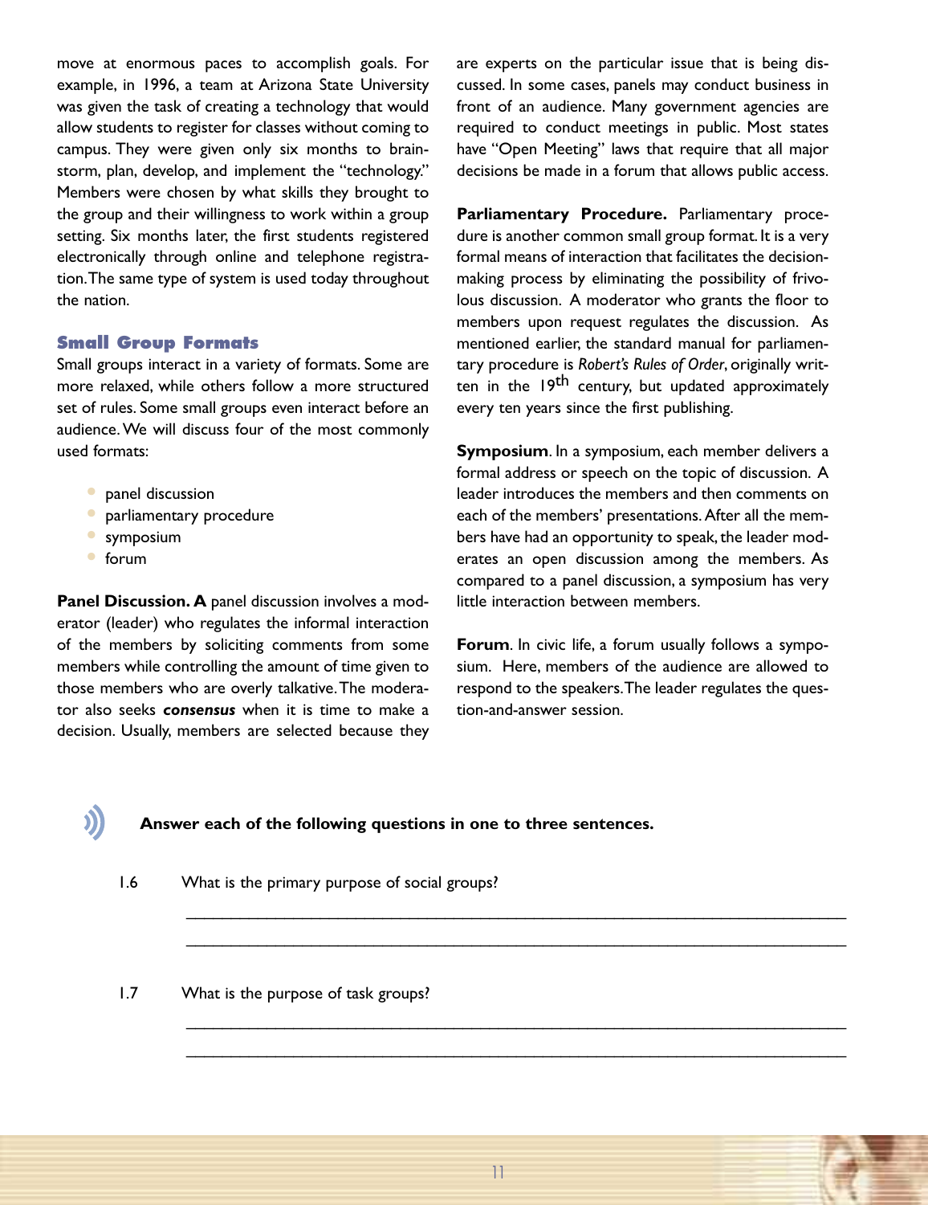move at enormous paces to accomplish goals. For example, in 1996, a team at Arizona State University was given the task of creating a technology that would allow students to register for classes without coming to campus. They were given only six months to brainstorm, plan, develop, and implement the "technology." Members were chosen by what skills they brought to the group and their willingness to work within a group setting. Six months later, the first students registered electronically through online and telephone registration. The same type of system is used today throughout the nation.

### Small Group Formats

Small groups interact in a variety of formats. Some are more relaxed, while others follow a more structured set of rules. Some small groups even interact before an audience. We will discuss four of the most commonly used formats:

- panel discussion
- parliamentary procedure
- symposium
- forum

**Panel Discussion. A** panel discussion involves a moderator (leader) who regulates the informal interaction of the members by soliciting comments from some members while controlling the amount of time given to those members who are overly talkative. The moderator also seeks ***consensus*** when it is time to make a decision. Usually, members are selected because they are experts on the particular issue that is being discussed. In some cases, panels may conduct business in front of an audience. Many government agencies are required to conduct meetings in public. Most states have "Open Meeting" laws that require that all major decisions be made in a forum that allows public access.

**Parliamentary Procedure.** Parliamentary procedure is another common small group format. It is a very formal means of interaction that facilitates the decision-making process by eliminating the possibility of frivolous discussion. A moderator who grants the floor to members upon request regulates the discussion. As mentioned earlier, the standard manual for parliamentary procedure is *Robert's Rules of Order*, originally written in the $19^{th}$ century, but updated approximately every ten years since the first publishing.

**Symposium**. In a symposium, each member delivers a formal address or speech on the topic of discussion. A leader introduces the members and then comments on each of the members' presentations. After all the members have had an opportunity to speak, the leader moderates an open discussion among the members. As compared to a panel discussion, a symposium has very little interaction between members.

**Forum**. In civic life, a forum usually follows a symposium. Here, members of the audience are allowed to respond to the speakers. The leader regulates the question-and-answer session.

**Answer each of the following questions in one to three sentences.**

1.6 What is the primary purpose of social groups?

______________________________________________________________________

______________________________________________________________________

1.7 What is the purpose of task groups?

______________________________________________________________________

______________________________________________________________________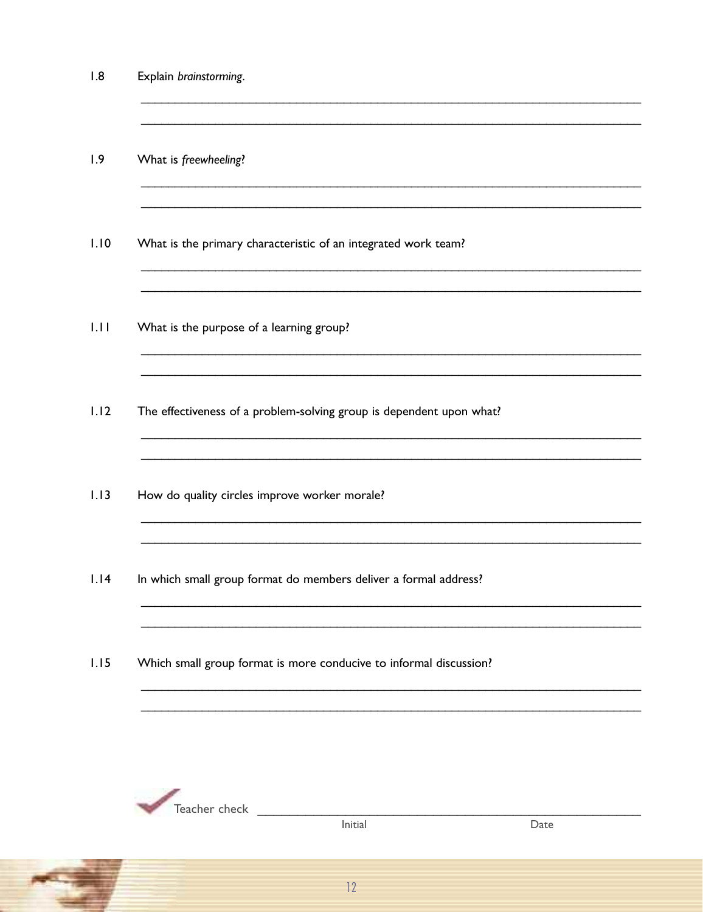1.8 Explain *brainstorming*.

______________________________________________________________________

______________________________________________________________________

1.9 What is *freewheeling*?

______________________________________________________________________

______________________________________________________________________

1.10 What is the primary characteristic of an integrated work team?

______________________________________________________________________

______________________________________________________________________

1.11 What is the purpose of a learning group?

______________________________________________________________________

______________________________________________________________________

1.12 The effectiveness of a problem-solving group is dependent upon what?

______________________________________________________________________

______________________________________________________________________

1.13 How do quality circles improve worker morale?

______________________________________________________________________

______________________________________________________________________

1.14 In which small group format do members deliver a formal address?

______________________________________________________________________

______________________________________________________________________

1.15 Which small group format is more conducive to informal discussion?

______________________________________________________________________

______________________________________________________________________

Teacher check ______________________________________________
Initial Date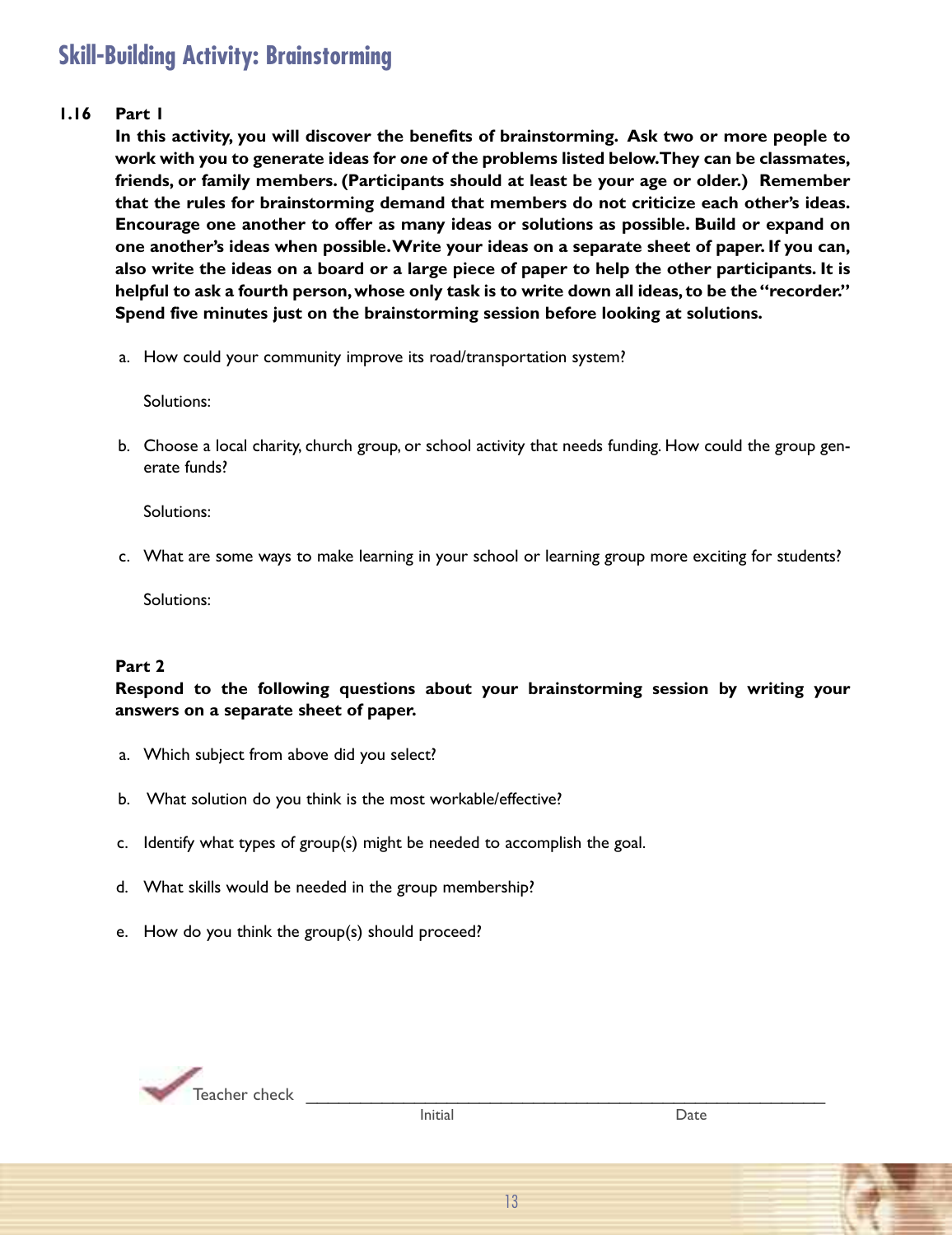## Skill-Building Activity: Brainstorming

**1.16 Part 1**

**In this activity, you will discover the benefits of brainstorming. Ask two or more people to work with you to generate ideas for *one* of the problems listed below. They can be classmates, friends, or family members. (Participants should at least be your age or older.) Remember that the rules for brainstorming demand that members do not criticize each other's ideas. Encourage one another to offer as many ideas or solutions as possible. Build or expand on one another's ideas when possible. Write your ideas on a separate sheet of paper. If you can, also write the ideas on a board or a large piece of paper to help the other participants. It is helpful to ask a fourth person, whose only task is to write down all ideas, to be the "recorder." Spend five minutes just on the brainstorming session before looking at solutions.**

a. How could your community improve its road/transportation system?

Solutions:

b. Choose a local charity, church group, or school activity that needs funding. How could the group generate funds?

Solutions:

c. What are some ways to make learning in your school or learning group more exciting for students?

Solutions:

**Part 2**

**Respond to the following questions about your brainstorming session by writing your answers on a separate sheet of paper.**

a. Which subject from above did you select?

b. What solution do you think is the most workable/effective?

c. Identify what types of group(s) might be needed to accomplish the goal.

d. What skills would be needed in the group membership?

e. How do you think the group(s) should proceed?

Teacher check ______________________________
Initial Date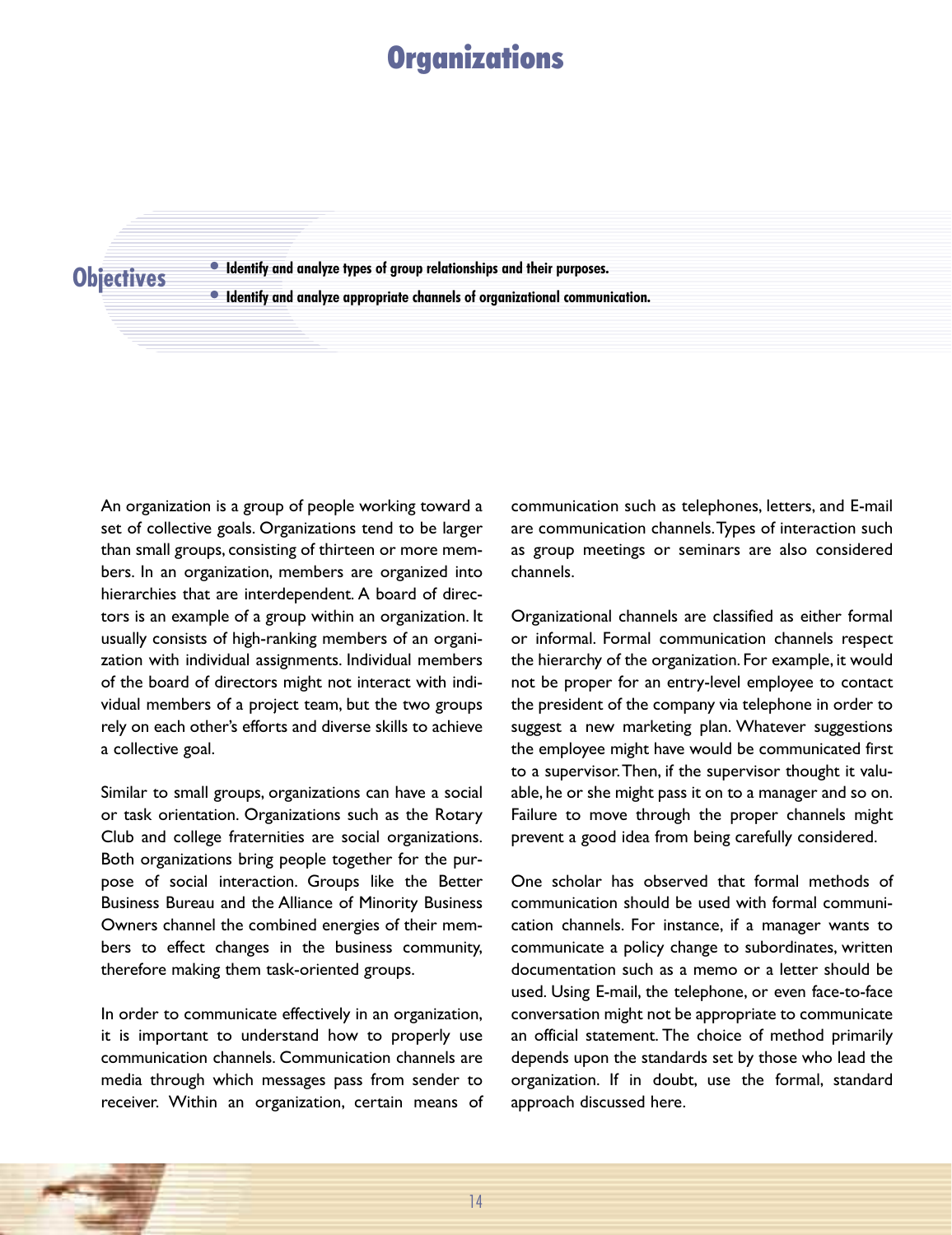# Organizations

## Objectives

- Identify and analyze types of group relationships and their purposes.
- Identify and analyze appropriate channels of organizational communication.

An organization is a group of people working toward a set of collective goals. Organizations tend to be larger than small groups, consisting of thirteen or more members. In an organization, members are organized into hierarchies that are interdependent. A board of directors is an example of a group within an organization. It usually consists of high-ranking members of an organization with individual assignments. Individual members of the board of directors might not interact with individual members of a project team, but the two groups rely on each other's efforts and diverse skills to achieve a collective goal.

Similar to small groups, organizations can have a social or task orientation. Organizations such as the Rotary Club and college fraternities are social organizations. Both organizations bring people together for the purpose of social interaction. Groups like the Better Business Bureau and the Alliance of Minority Business Owners channel the combined energies of their members to effect changes in the business community, therefore making them task-oriented groups.

In order to communicate effectively in an organization, it is important to understand how to properly use communication channels. Communication channels are media through which messages pass from sender to receiver. Within an organization, certain means of communication such as telephones, letters, and E-mail are communication channels. Types of interaction such as group meetings or seminars are also considered channels.

Organizational channels are classified as either formal or informal. Formal communication channels respect the hierarchy of the organization. For example, it would not be proper for an entry-level employee to contact the president of the company via telephone in order to suggest a new marketing plan. Whatever suggestions the employee might have would be communicated first to a supervisor. Then, if the supervisor thought it valuable, he or she might pass it on to a manager and so on. Failure to move through the proper channels might prevent a good idea from being carefully considered.

One scholar has observed that formal methods of communication should be used with formal communication channels. For instance, if a manager wants to communicate a policy change to subordinates, written documentation such as a memo or a letter should be used. Using E-mail, the telephone, or even face-to-face conversation might not be appropriate to communicate an official statement. The choice of method primarily depends upon the standards set by those who lead the organization. If in doubt, use the formal, standard approach discussed here.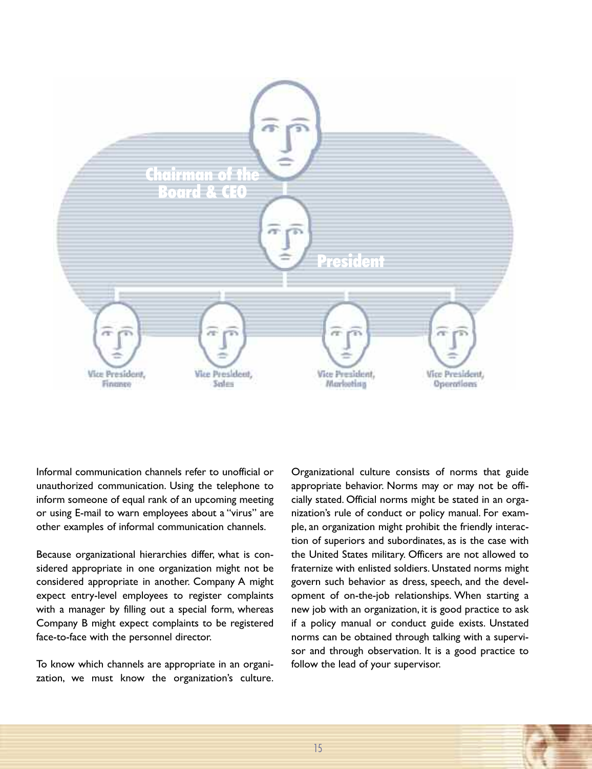Chairman of the Board & CEO

President

Vice President, Finance

Vice President, Sales

Vice President, Marketing

Vice President, Operations

Informal communication channels refer to unofficial or unauthorized communication. Using the telephone to inform someone of equal rank of an upcoming meeting or using E-mail to warn employees about a "virus" are other examples of informal communication channels.

Because organizational hierarchies differ, what is considered appropriate in one organization might not be considered appropriate in another. Company A might expect entry-level employees to register complaints with a manager by filling out a special form, whereas Company B might expect complaints to be registered face-to-face with the personnel director.

To know which channels are appropriate in an organization, we must know the organization's culture. Organizational culture consists of norms that guide appropriate behavior. Norms may or may not be officially stated. Official norms might be stated in an organization's rule of conduct or policy manual. For example, an organization might prohibit the friendly interaction of superiors and subordinates, as is the case with the United States military. Officers are not allowed to fraternize with enlisted soldiers. Unstated norms might govern such behavior as dress, speech, and the development of on-the-job relationships. When starting a new job with an organization, it is good practice to ask if a policy manual or conduct guide exists. Unstated norms can be obtained through talking with a supervisor and through observation. It is a good practice to follow the lead of your supervisor.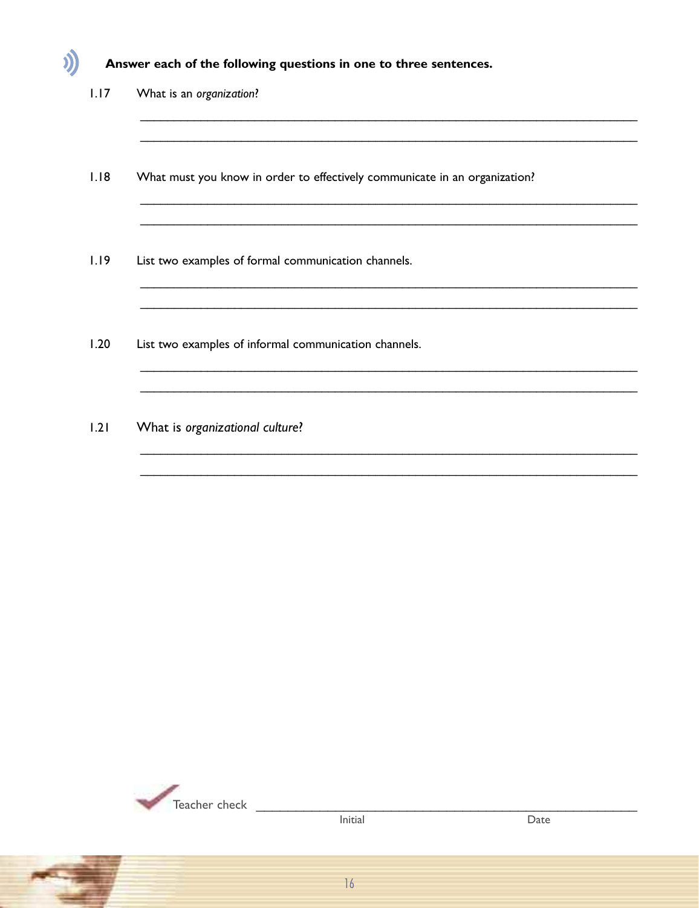**Answer each of the following questions in one to three sentences.**

1.17 What is an *organization*?

_______________________________________________________________________

_______________________________________________________________________

1.18 What must you know in order to effectively communicate in an organization?

_______________________________________________________________________

_______________________________________________________________________

1.19 List two examples of formal communication channels.

_______________________________________________________________________

_______________________________________________________________________

1.20 List two examples of informal communication channels.

_______________________________________________________________________

_______________________________________________________________________

1.21 What is *organizational culture*?

_______________________________________________________________________

_______________________________________________________________________

Teacher check _______________________________________________
Initial Date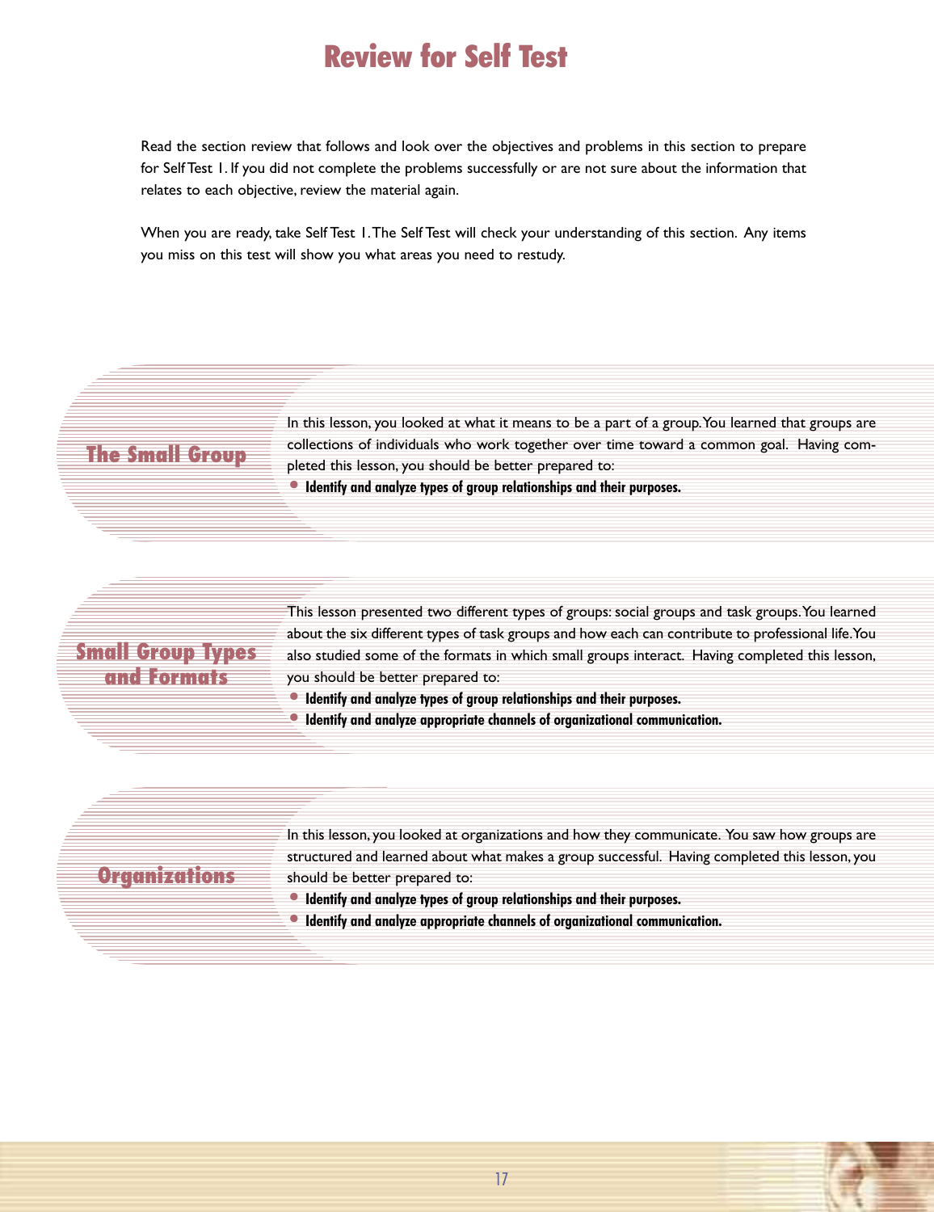# Review for Self Test

Read the section review that follows and look over the objectives and problems in this section to prepare for Self Test 1. If you did not complete the problems successfully or are not sure about the information that relates to each objective, review the material again.

When you are ready, take Self Test 1. The Self Test will check your understanding of this section. Any items you miss on this test will show you what areas you need to restudy.

## The Small Group

In this lesson, you looked at what it means to be a part of a group. You learned that groups are collections of individuals who work together over time toward a common goal. Having completed this lesson, you should be better prepared to:

- **Identify and analyze types of group relationships and their purposes.**

## Small Group Types and Formats

This lesson presented two different types of groups: social groups and task groups. You learned about the six different types of task groups and how each can contribute to professional life. You also studied some of the formats in which small groups interact. Having completed this lesson, you should be better prepared to:

- **Identify and analyze types of group relationships and their purposes.**
- **Identify and analyze appropriate channels of organizational communication.**

## Organizations

In this lesson, you looked at organizations and how they communicate. You saw how groups are structured and learned about what makes a group successful. Having completed this lesson, you should be better prepared to:

- **Identify and analyze types of group relationships and their purposes.**
- **Identify and analyze appropriate channels of organizational communication.**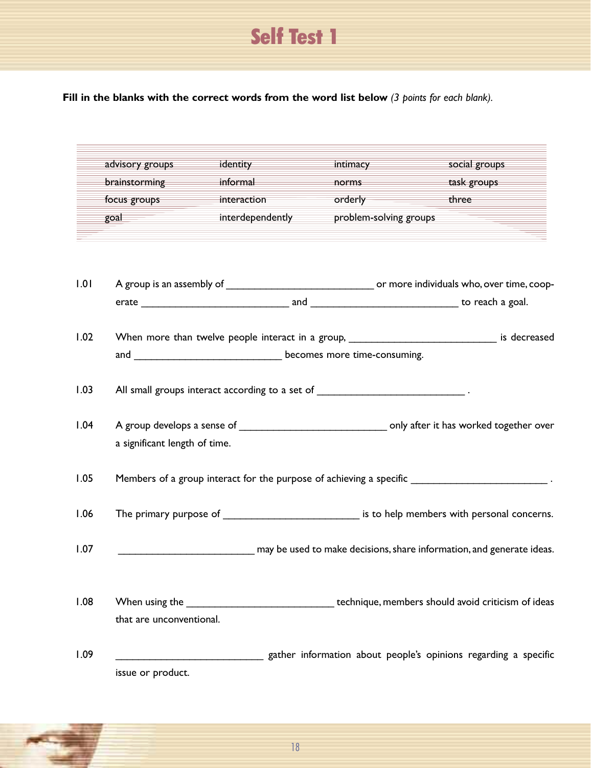# Self Test 1

**Fill in the blanks with the correct words from the word list below** *(3 points for each blank)*.

| | | | |
|---|---|---|---|
| advisory groups | identity | intimacy | social groups |
| brainstorming | informal | norms | task groups |
| focus groups | interaction | orderly | three |
| goal | interdependently | problem-solving groups | |

1.01 A group is an assembly of __________________________ or more individuals who, over time, cooperate __________________________ and __________________________ to reach a goal.

1.02 When more than twelve people interact in a group, __________________________ is decreased and __________________________ becomes more time-consuming.

1.03 All small groups interact according to a set of __________________________ .

1.04 A group develops a sense of __________________________ only after it has worked together over a significant length of time.

1.05 Members of a group interact for the purpose of achieving a specific ________________________ .

1.06 The primary purpose of ________________________ is to help members with personal concerns.

1.07 ________________________ may be used to make decisions, share information, and generate ideas.

1.08 When using the __________________________ technique, members should avoid criticism of ideas that are unconventional.

1.09 __________________________ gather information about people's opinions regarding a specific issue or product.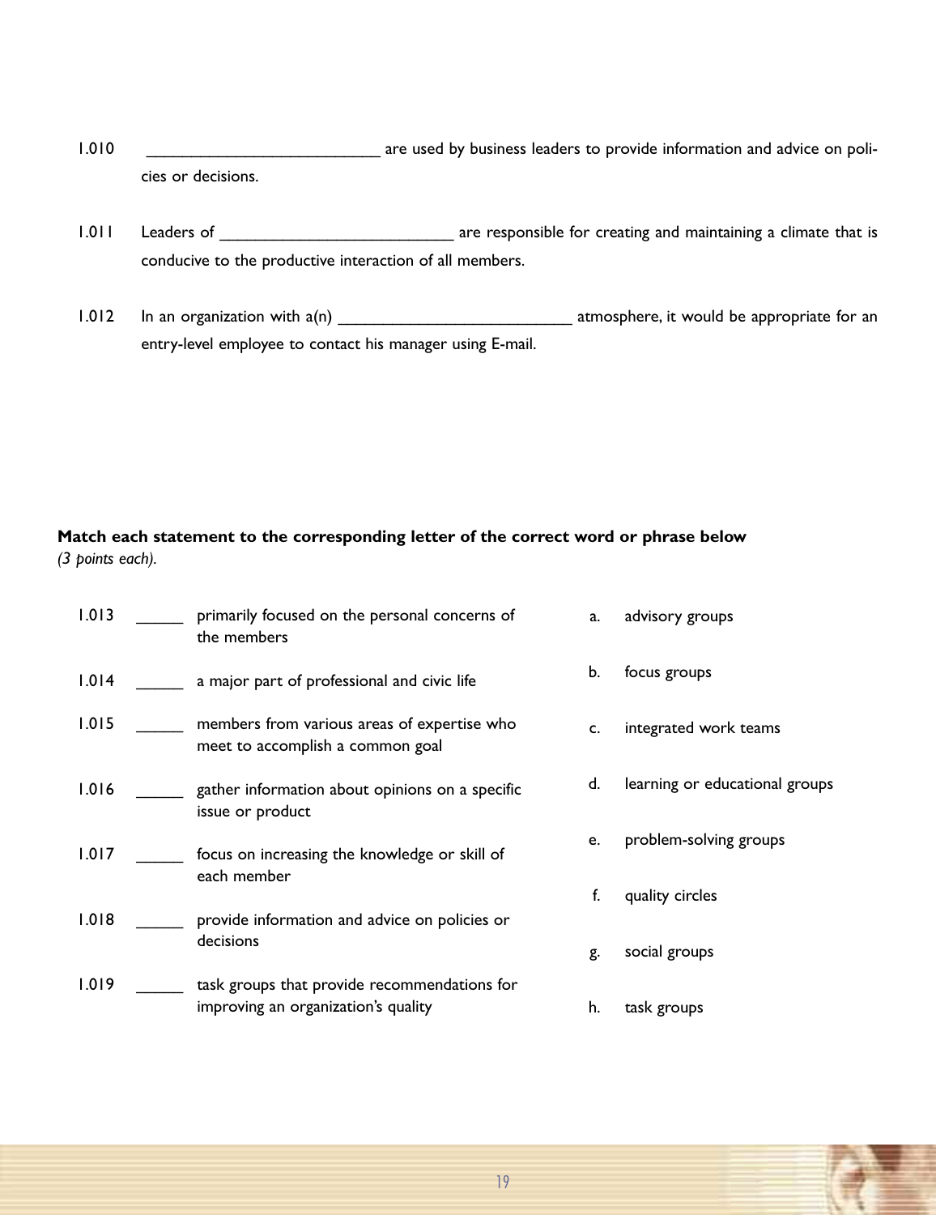1.010 __________________________ are used by business leaders to provide information and advice on policies or decisions.

1.011 Leaders of __________________________ are responsible for creating and maintaining a climate that is conducive to the productive interaction of all members.

1.012 In an organization with a(n) __________________________ atmosphere, it would be appropriate for an entry-level employee to contact his manager using E-mail.

**Match each statement to the corresponding letter of the correct word or phrase below** *(3 points each).*

1.013 _____ primarily focused on the personal concerns of the members

1.014 _____ a major part of professional and civic life

1.015 _____ members from various areas of expertise who meet to accomplish a common goal

1.016 _____ gather information about opinions on a specific issue or product

1.017 _____ focus on increasing the knowledge or skill of each member

1.018 _____ provide information and advice on policies or decisions

1.019 _____ task groups that provide recommendations for improving an organization's quality

a. advisory groups

b. focus groups

c. integrated work teams

d. learning or educational groups

e. problem-solving groups

f. quality circles

g. social groups

h. task groups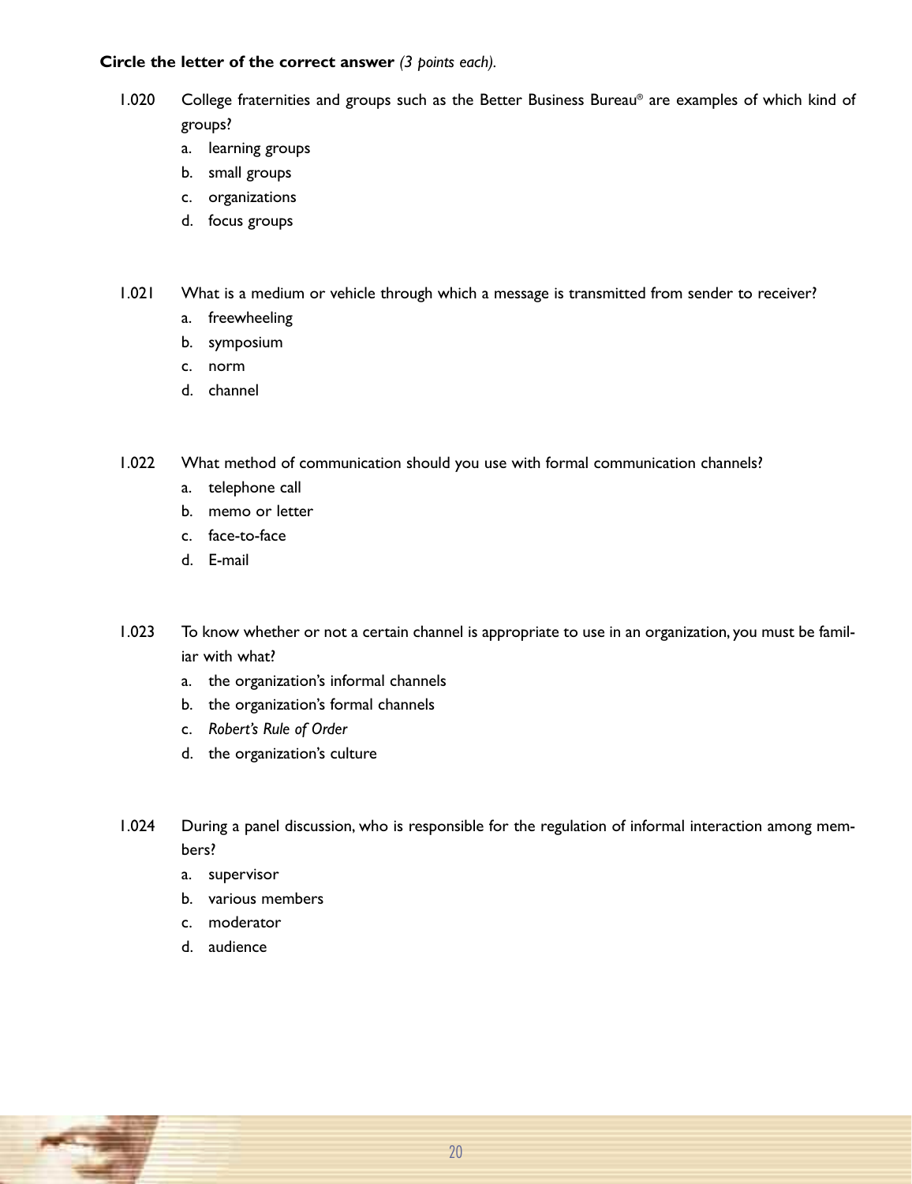**Circle the letter of the correct answer** *(3 points each).*

1.020 College fraternities and groups such as the Better Business Bureau® are examples of which kind of groups?

a. learning groups
b. small groups
c. organizations
d. focus groups

1.021 What is a medium or vehicle through which a message is transmitted from sender to receiver?

a. freewheeling
b. symposium
c. norm
d. channel

1.022 What method of communication should you use with formal communication channels?

a. telephone call
b. memo or letter
c. face-to-face
d. E-mail

1.023 To know whether or not a certain channel is appropriate to use in an organization, you must be familiar with what?

a. the organization's informal channels
b. the organization's formal channels
c. *Robert's Rule of Order*
d. the organization's culture

1.024 During a panel discussion, who is responsible for the regulation of informal interaction among members?

a. supervisor
b. various members
c. moderator
d. audience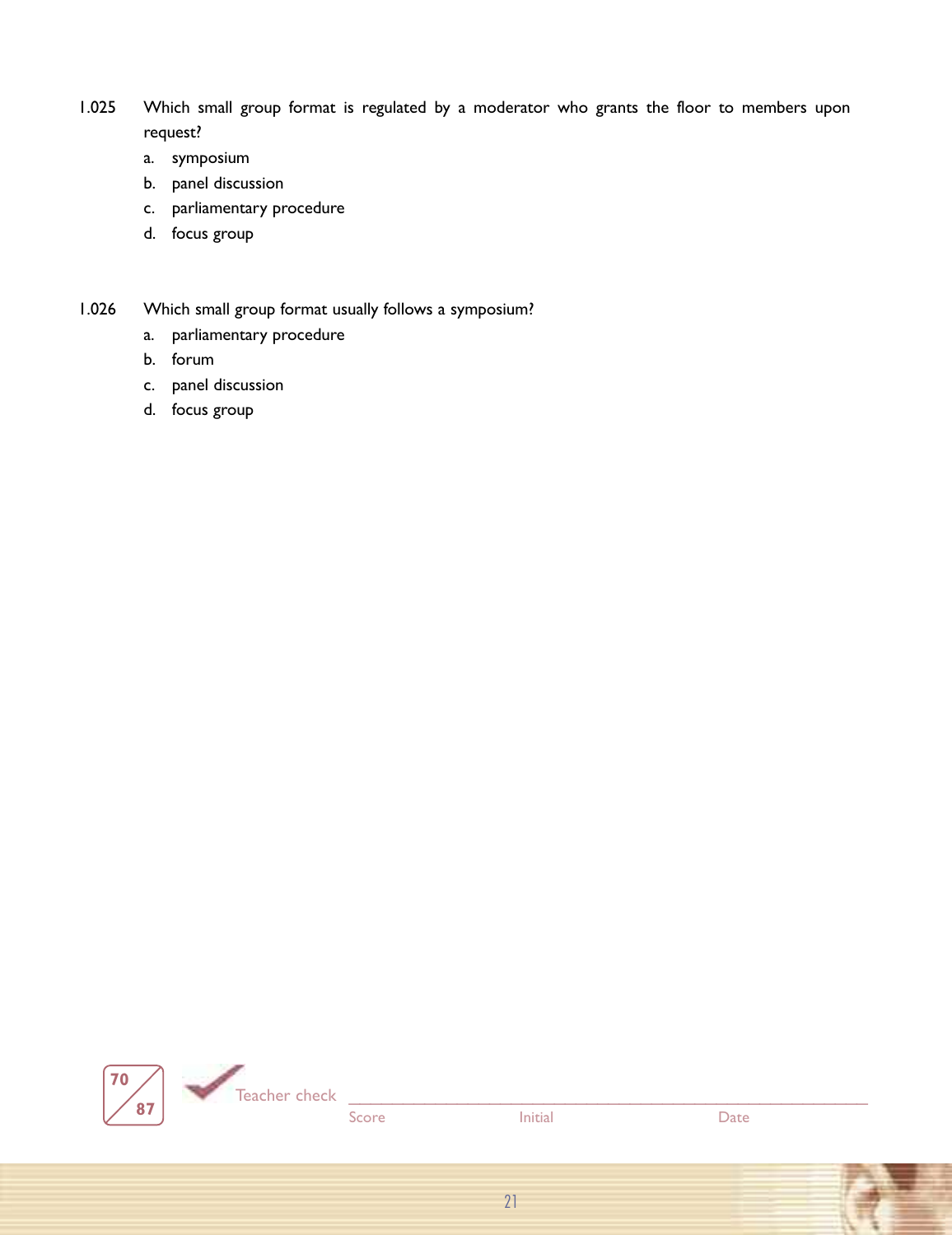1.025 Which small group format is regulated by a moderator who grants the floor to members upon request?

a. symposium
b. panel discussion
c. parliamentary procedure
d. focus group

1.026 Which small group format usually follows a symposium?

a. parliamentary procedure
b. forum
c. panel discussion
d. focus group

70/87

Teacher check ______________________________

Score Initial Date